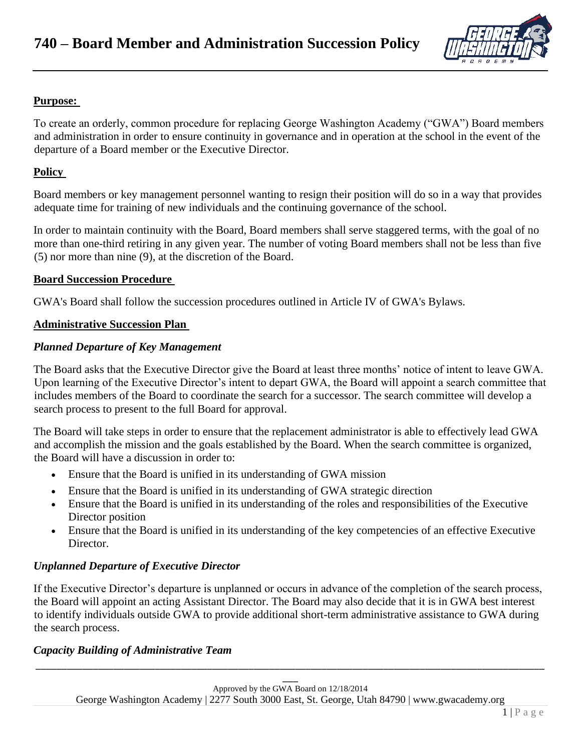# 740 – Board Member and Administration Succession Policy

**Purpose:**

To create an orderly, common procedure for replacing George Washington Academy ("GWA") Board members and administration in order to ensure continuity in governance and in operation at the school in the event of the departure of a Board member or the Executive Director.

**Policy**

Board members or key management personnel wanting to resign their position will do so in a way that provides adequate time for training of new individuals and the continuing governance of the school.

In order to maintain continuity with the Board, Board members shall serve staggered terms, with the goal of no more than one-third retiring in any given year. The number of voting Board members shall not be less than five (5) nor more than nine (9), at the discretion of the Board.

**Board Succession Procedure**

GWA's Board shall follow the succession procedures outlined in Article IV of GWA's Bylaws.

**Administrative Succession Plan**

***Planned Departure of Key Management***

The Board asks that the Executive Director give the Board at least three months' notice of intent to leave GWA. Upon learning of the Executive Director's intent to depart GWA, the Board will appoint a search committee that includes members of the Board to coordinate the search for a successor. The search committee will develop a search process to present to the full Board for approval.

The Board will take steps in order to ensure that the replacement administrator is able to effectively lead GWA and accomplish the mission and the goals established by the Board. When the search committee is organized, the Board will have a discussion in order to:

- Ensure that the Board is unified in its understanding of GWA mission
- Ensure that the Board is unified in its understanding of GWA strategic direction
- Ensure that the Board is unified in its understanding of the roles and responsibilities of the Executive Director position
- Ensure that the Board is unified in its understanding of the key competencies of an effective Executive Director.

***Unplanned Departure of Executive Director***

If the Executive Director's departure is unplanned or occurs in advance of the completion of the search process, the Board will appoint an acting Assistant Director. The Board may also decide that it is in GWA best interest to identify individuals outside GWA to provide additional short-term administrative assistance to GWA during the search process.

***Capacity Building of Administrative Team***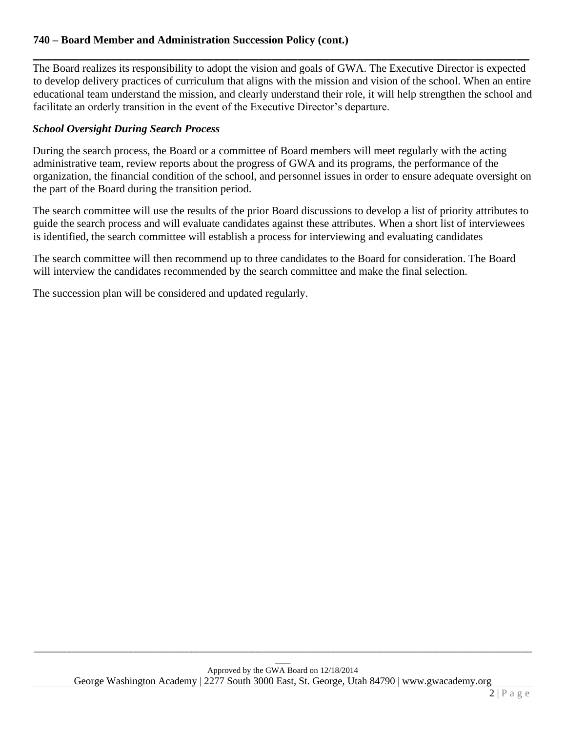The Board realizes its responsibility to adopt the vision and goals of GWA. The Executive Director is expected to develop delivery practices of curriculum that aligns with the mission and vision of the school. When an entire educational team understand the mission, and clearly understand their role, it will help strengthen the school and facilitate an orderly transition in the event of the Executive Director's departure.

### *School Oversight During Search Process*

During the search process, the Board or a committee of Board members will meet regularly with the acting administrative team, review reports about the progress of GWA and its programs, the performance of the organization, the financial condition of the school, and personnel issues in order to ensure adequate oversight on the part of the Board during the transition period.

The search committee will use the results of the prior Board discussions to develop a list of priority attributes to guide the search process and will evaluate candidates against these attributes. When a short list of interviewees is identified, the search committee will establish a process for interviewing and evaluating candidates

The search committee will then recommend up to three candidates to the Board for consideration. The Board will interview the candidates recommended by the search committee and make the final selection.

The succession plan will be considered and updated regularly.